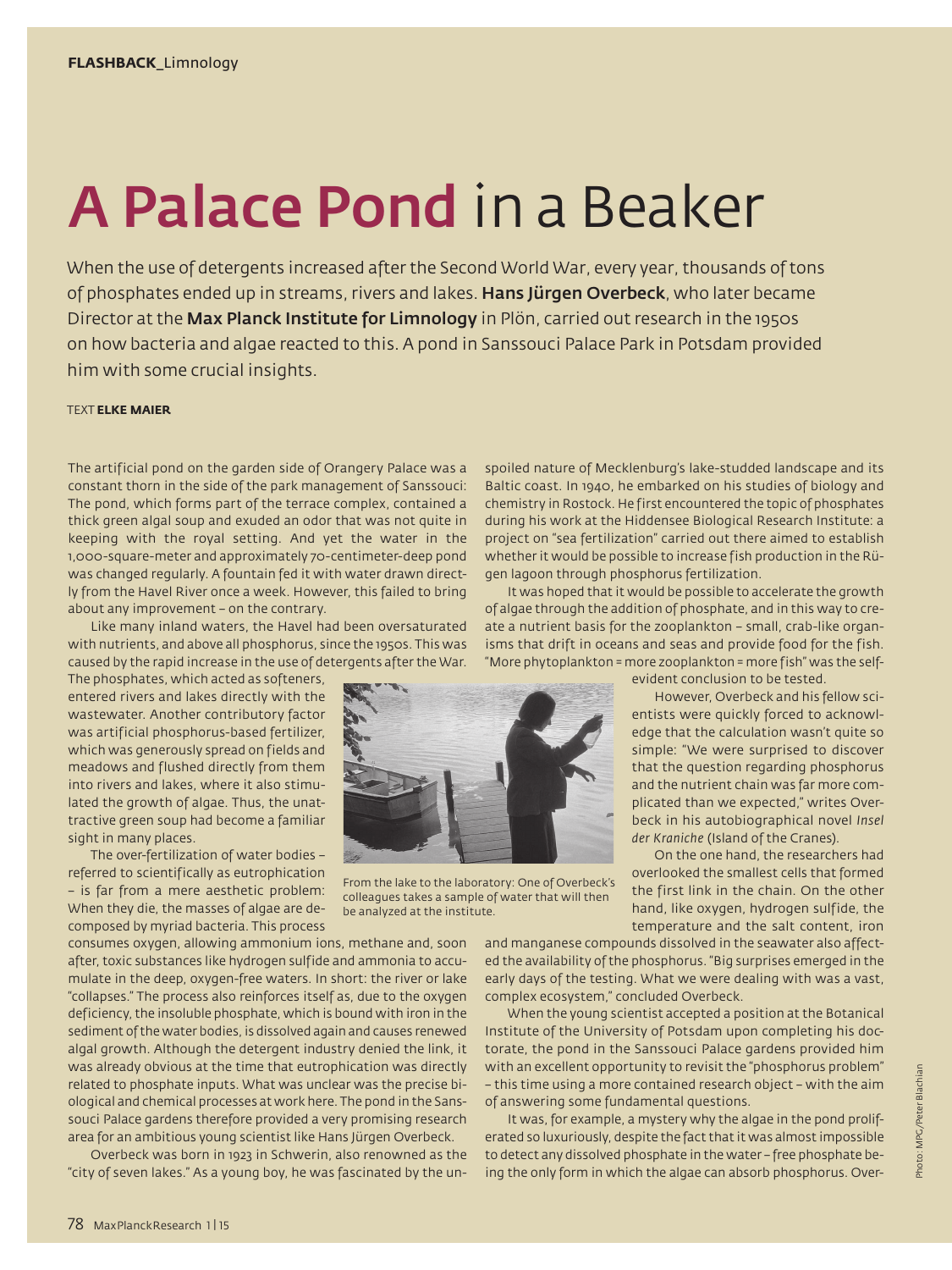FLASHBACK_Limnology

# A Palace Pond in a Beaker

When the use of detergents increased after the Second World War, every year, thousands of tons of phosphates ended up in streams, rivers and lakes. **Hans Jürgen Overbeck**, who later became Director at the **Max Planck Institute for Limnology** in Plön, carried out research in the 1950s on how bacteria and algae reacted to this. A pond in Sanssouci Palace Park in Potsdam provided him with some crucial insights.

TEXT **ELKE MAIER**

The artificial pond on the garden side of Orangery Palace was a constant thorn in the side of the park management of Sanssouci: The pond, which forms part of the terrace complex, contained a thick green algal soup and exuded an odor that was not quite in keeping with the royal setting. And yet the water in the 1,000-square-meter and approximately 70-centimeter-deep pond was changed regularly. A fountain fed it with water drawn directly from the Havel River once a week. However, this failed to bring about any improvement – on the contrary.

Like many inland waters, the Havel had been oversaturated with nutrients, and above all phosphorus, since the 1950s. This was caused by the rapid increase in the use of detergents after the War. The phosphates, which acted as softeners, entered rivers and lakes directly with the wastewater. Another contributory factor was artificial phosphorus-based fertilizer, which was generously spread on fields and meadows and flushed directly from them into rivers and lakes, where it also stimulated the growth of algae. Thus, the unattractive green soup had become a familiar sight in many places.

The over-fertilization of water bodies – referred to scientifically as eutrophication – is far from a mere aesthetic problem: When they die, the masses of algae are decomposed by myriad bacteria. This process consumes oxygen, allowing ammonium ions, methane and, soon after, toxic substances like hydrogen sulfide and ammonia to accumulate in the deep, oxygen-free waters. In short: the river or lake "collapses." The process also reinforces itself as, due to the oxygen deficiency, the insoluble phosphate, which is bound with iron in the sediment of the water bodies, is dissolved again and causes renewed algal growth. Although the detergent industry denied the link, it was already obvious at the time that eutrophication was directly related to phosphate inputs. What was unclear was the precise biological and chemical processes at work here. The pond in the Sanssouci Palace gardens therefore provided a very promising research area for an ambitious young scientist like Hans Jürgen Overbeck.

Overbeck was born in 1923 in Schwerin, also renowned as the "city of seven lakes." As a young boy, he was fascinated by the unspoiled nature of Mecklenburg's lake-studded landscape and its Baltic coast. In 1940, he embarked on his studies of biology and chemistry in Rostock. He first encountered the topic of phosphates during his work at the Hiddensee Biological Research Institute: a project on "sea fertilization" carried out there aimed to establish whether it would be possible to increase fish production in the Rügen lagoon through phosphorus fertilization.

From the lake to the laboratory: One of Overbeck's colleagues takes a sample of water that will then be analyzed at the institute.

It was hoped that it would be possible to accelerate the growth of algae through the addition of phosphate, and in this way to create a nutrient basis for the zooplankton – small, crab-like organisms that drift in oceans and seas and provide food for the fish. "More phytoplankton = more zooplankton = more fish" was the self-evident conclusion to be tested.

However, Overbeck and his fellow scientists were quickly forced to acknowledge that the calculation wasn't quite so simple: "We were surprised to discover that the question regarding phosphorus and the nutrient chain was far more complicated than we expected," writes Overbeck in his autobiographical novel *Insel der Kraniche* (Island of the Cranes).

On the one hand, the researchers had overlooked the smallest cells that formed the first link in the chain. On the other hand, like oxygen, hydrogen sulfide, the temperature and the salt content, iron and manganese compounds dissolved in the seawater also affected the availability of the phosphorus. "Big surprises emerged in the early days of the testing. What we were dealing with was a vast, complex ecosystem," concluded Overbeck.

When the young scientist accepted a position at the Botanical Institute of the University of Potsdam upon completing his doctorate, the pond in the Sanssouci Palace gardens provided him with an excellent opportunity to revisit the "phosphorus problem" – this time using a more contained research object – with the aim of answering some fundamental questions.

It was, for example, a mystery why the algae in the pond proliferated so luxuriously, despite the fact that it was almost impossible to detect any dissolved phosphate in the water – free phosphate being the only form in which the algae can absorb phosphorus. Over-

Photo: MPG/Peter Blachian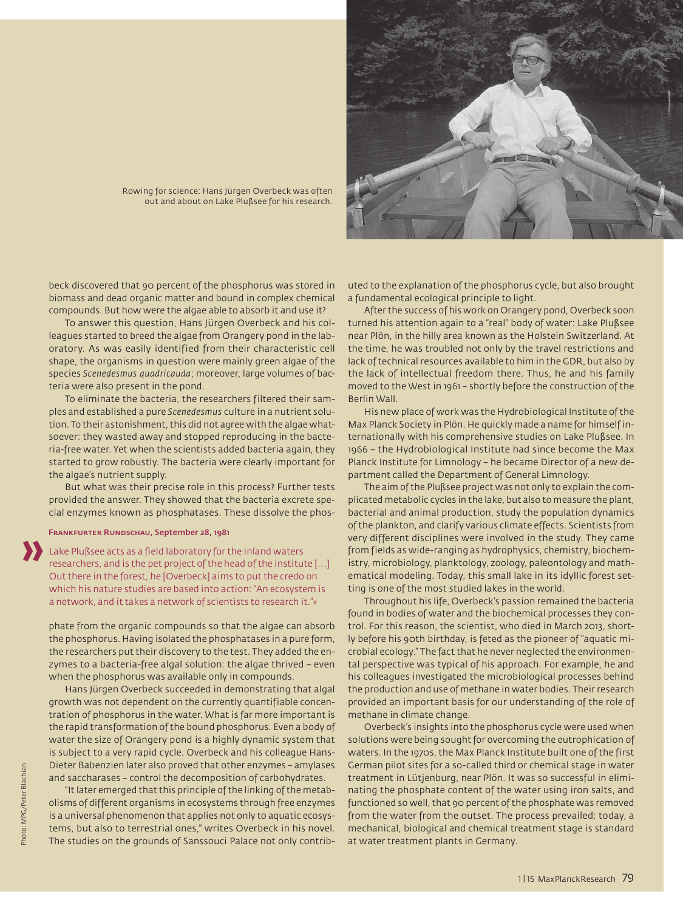Rowing for science: Hans Jürgen Overbeck was often out and about on Lake Plußsee for his research.

beck discovered that 90 percent of the phosphorus was stored in biomass and dead organic matter and bound in complex chemical compounds. But how were the algae able to absorb it and use it?

To answer this question, Hans Jürgen Overbeck and his colleagues started to breed the algae from Orangery pond in the laboratory. As was easily identified from their characteristic cell shape, the organisms in question were mainly green algae of the species *Scenedesmus quadricauda*; moreover, large volumes of bacteria were also present in the pond.

To eliminate the bacteria, the researchers filtered their samples and established a pure *Scenedesmus* culture in a nutrient solution. To their astonishment, this did not agree with the algae whatsoever: they wasted away and stopped reproducing in the bacteria-free water. Yet when the scientists added bacteria again, they started to grow robustly. The bacteria were clearly important for the algae's nutrient supply.

But what was their precise role in this process? Further tests provided the answer. They showed that the bacteria excrete special enzymes known as phosphatases. These dissolve the phosphate from the organic compounds so that the algae can absorb the phosphorus. Having isolated the phosphatases in a pure form, the researchers put their discovery to the test. They added the enzymes to a bacteria-free algal solution: the algae thrived – even when the phosphorus was available only in compounds.

**Frankfurter Rundschau, September 28, 1981**

» Lake Plußsee acts as a field laboratory for the inland waters researchers, and is the pet project of the head of the institute [...] Out there in the forest, he [Overbeck] aims to put the credo on which his nature studies are based into action: "An ecosystem is a network, and it takes a network of scientists to research it."«

Hans Jürgen Overbeck succeeded in demonstrating that algal growth was not dependent on the currently quantifiable concentration of phosphorus in the water. What is far more important is the rapid transformation of the bound phosphorus. Even a body of water the size of Orangery pond is a highly dynamic system that is subject to a very rapid cycle. Overbeck and his colleague Hans-Dieter Babenzien later also proved that other enzymes – amylases and saccharases – control the decomposition of carbohydrates.

"It later emerged that this principle of the linking of the metabolisms of different organisms in ecosystems through free enzymes is a universal phenomenon that applies not only to aquatic ecosystems, but also to terrestrial ones," writes Overbeck in his novel. The studies on the grounds of Sanssouci Palace not only contributed to the explanation of the phosphorus cycle, but also brought a fundamental ecological principle to light.

After the success of his work on Orangery pond, Overbeck soon turned his attention again to a "real" body of water: Lake Plußsee near Plön, in the hilly area known as the Holstein Switzerland. At the time, he was troubled not only by the travel restrictions and lack of technical resources available to him in the GDR, but also by the lack of intellectual freedom there. Thus, he and his family moved to the West in 1961 – shortly before the construction of the Berlin Wall.

His new place of work was the Hydrobiological Institute of the Max Planck Society in Plön. He quickly made a name for himself internationally with his comprehensive studies on Lake Plußsee. In 1966 – the Hydrobiological Institute had since become the Max Planck Institute for Limnology – he became Director of a new department called the Department of General Limnology.

The aim of the Plußsee project was not only to explain the complicated metabolic cycles in the lake, but also to measure the plant, bacterial and animal production, study the population dynamics of the plankton, and clarify various climate effects. Scientists from very different disciplines were involved in the study. They came from fields as wide-ranging as hydrophysics, chemistry, biochemistry, microbiology, planktology, zoology, paleontology and mathematical modeling. Today, this small lake in its idyllic forest setting is one of the most studied lakes in the world.

Throughout his life, Overbeck's passion remained the bacteria found in bodies of water and the biochemical processes they control. For this reason, the scientist, who died in March 2013, shortly before his 90th birthday, is feted as the pioneer of "aquatic microbial ecology." The fact that he never neglected the environmental perspective was typical of his approach. For example, he and his colleagues investigated the microbiological processes behind the production and use of methane in water bodies. Their research provided an important basis for our understanding of the role of methane in climate change.

Overbeck's insights into the phosphorus cycle were used when solutions were being sought for overcoming the eutrophication of waters. In the 1970s, the Max Planck Institute built one of the first German pilot sites for a so-called third or chemical stage in water treatment in Lütjenburg, near Plön. It was so successful in eliminating the phosphate content of the water using iron salts, and functioned so well, that 90 percent of the phosphate was removed from the water from the outset. The process prevailed: today, a mechanical, biological and chemical treatment stage is standard at water treatment plants in Germany.

Photo: MPG/Peter Blachian